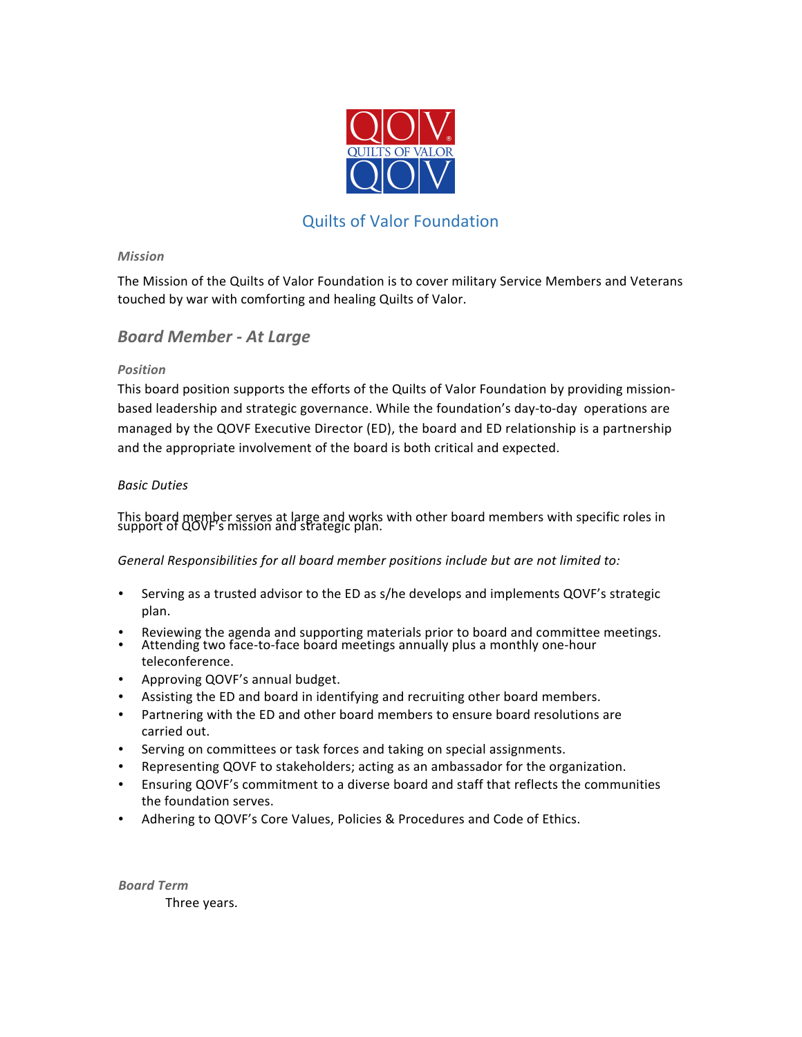QOV
QUILTS OF VALOR
QOV

# Quilts of Valor Foundation

***Mission***

The Mission of the Quilts of Valor Foundation is to cover military Service Members and Veterans touched by war with comforting and healing Quilts of Valor.

## *Board Member - At Large*

***Position***

This board position supports the efforts of the Quilts of Valor Foundation by providing mission-based leadership and strategic governance. While the foundation's day-to-day operations are managed by the QOVF Executive Director (ED), the board and ED relationship is a partnership and the appropriate involvement of the board is both critical and expected.

*Basic Duties*

This board member serves at large and works with other board members with specific roles in support of QOVF's mission and strategic plan.

*General Responsibilities for all board member positions include but are not limited to:*

- Serving as a trusted advisor to the ED as s/he develops and implements QOVF's strategic plan.
- Reviewing the agenda and supporting materials prior to board and committee meetings.
- Attending two face-to-face board meetings annually plus a monthly one-hour teleconference.
- Approving QOVF's annual budget.
- Assisting the ED and board in identifying and recruiting other board members.
- Partnering with the ED and other board members to ensure board resolutions are carried out.
- Serving on committees or task forces and taking on special assignments.
- Representing QOVF to stakeholders; acting as an ambassador for the organization.
- Ensuring QOVF's commitment to a diverse board and staff that reflects the communities the foundation serves.
- Adhering to QOVF's Core Values, Policies & Procedures and Code of Ethics.

***Board Term***

Three years.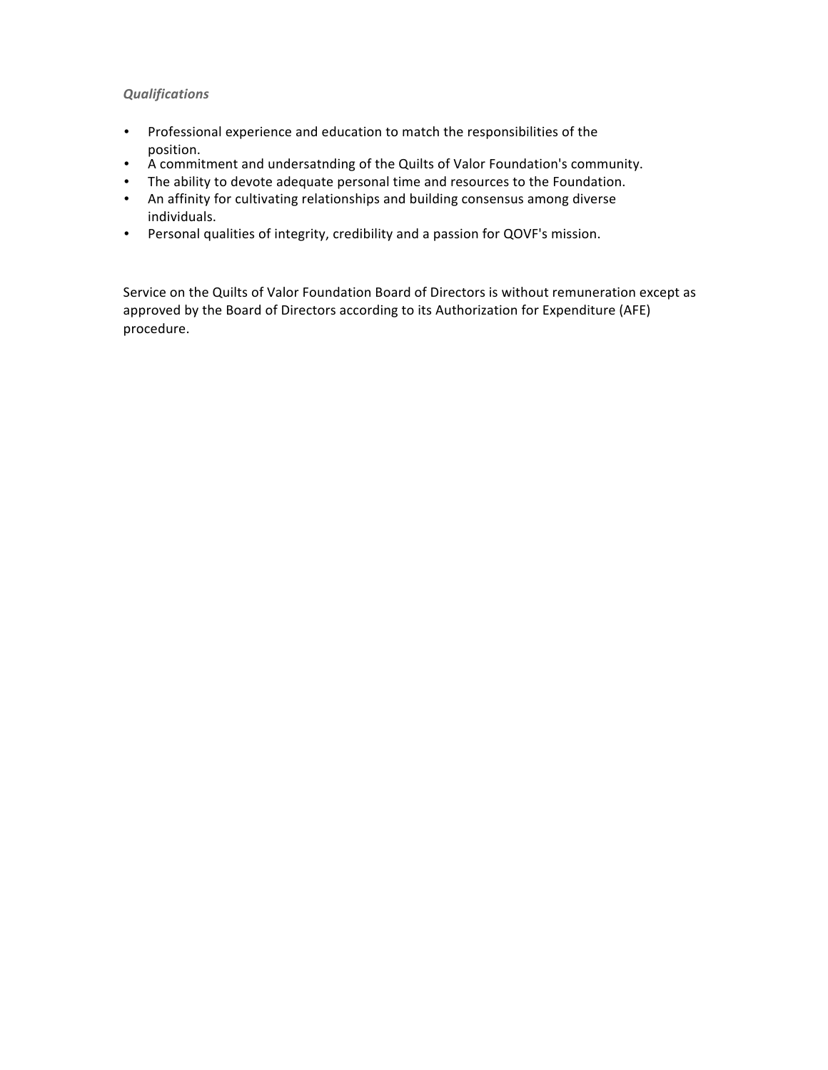*Qualifications*

- Professional experience and education to match the responsibilities of the position.
- A commitment and undersatnding of the Quilts of Valor Foundation's community.
- The ability to devote adequate personal time and resources to the Foundation.
- An affinity for cultivating relationships and building consensus among diverse individuals.
- Personal qualities of integrity, credibility and a passion for QOVF's mission.

Service on the Quilts of Valor Foundation Board of Directors is without remuneration except as approved by the Board of Directors according to its Authorization for Expenditure (AFE) procedure.